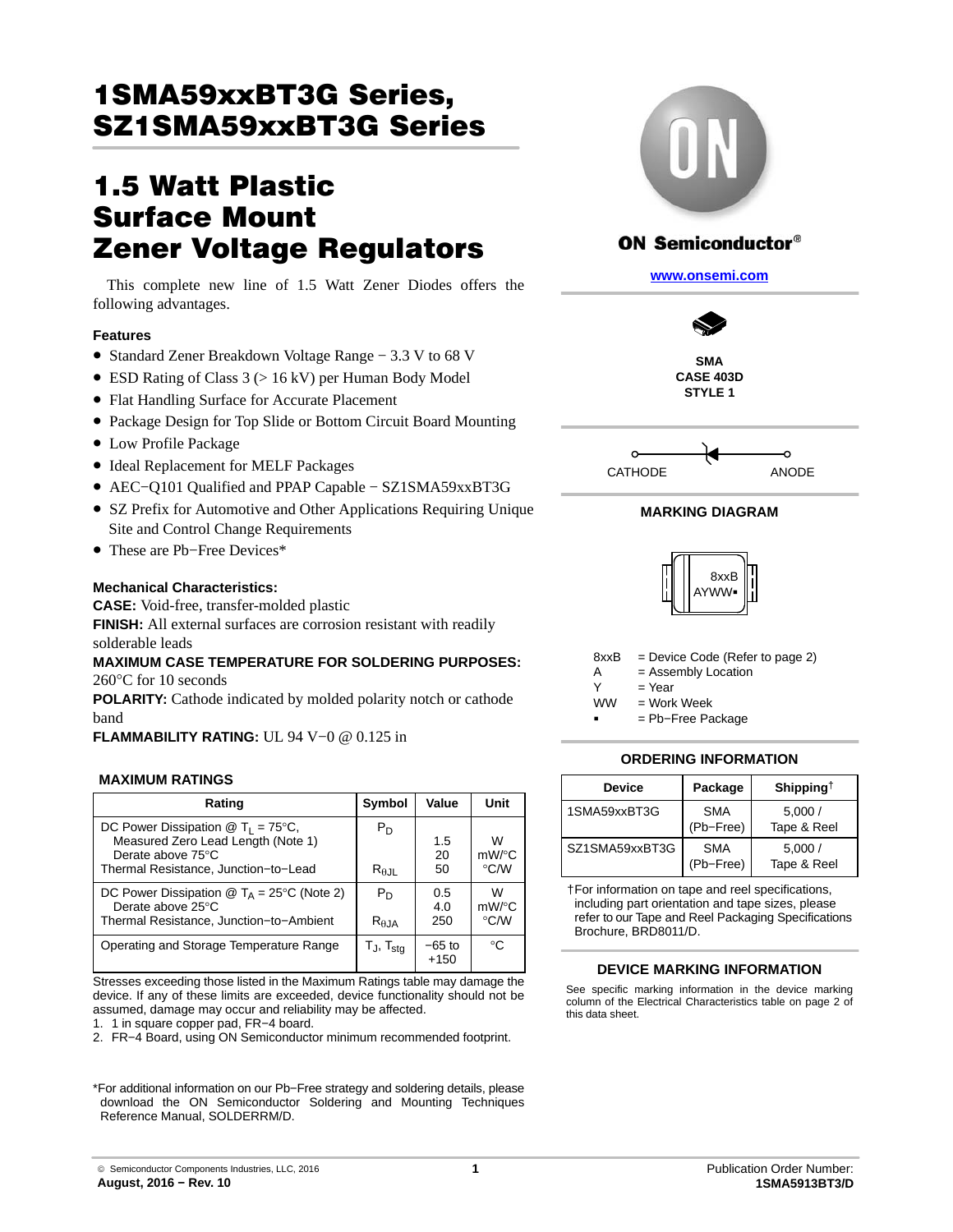# 1SMA59xxBT3G Series, SZ1SMA59xxBT3G Series

## 1.5 Watt Plastic Surface Mount Zener Voltage Regulators

This complete new line of 1.5 Watt Zener Diodes offers the following advantages.

### Features

- Standard Zener Breakdown Voltage Range − 3.3 V to 68 V
- ESD Rating of Class 3 (> 16 kV) per Human Body Model
- Flat Handling Surface for Accurate Placement
- Package Design for Top Slide or Bottom Circuit Board Mounting
- Low Profile Package
- Ideal Replacement for MELF Packages
- AEC−Q101 Qualified and PPAP Capable − SZ1SMA59xxBT3G
- SZ Prefix for Automotive and Other Applications Requiring Unique Site and Control Change Requirements
- These are Pb−Free Devices*

### Mechanical Characteristics:

**CASE:** Void-free, transfer-molded plastic

**FINISH:** All external surfaces are corrosion resistant with readily solderable leads

**MAXIMUM CASE TEMPERATURE FOR SOLDERING PURPOSES:** 260°C for 10 seconds

**POLARITY:** Cathode indicated by molded polarity notch or cathode band

**FLAMMABILITY RATING:** UL 94 V−0 @ 0.125 in

### MAXIMUM RATINGS

| Rating | Symbol | Value | Unit |
|---|---|---|---|
| DC Power Dissipation @ $T_L$ = 75°C, Measured Zero Lead Length (Note 1)<br>Derate above 75°C<br>Thermal Resistance, Junction−to−Lead | $P_D$<br><br>$R_{\theta JL}$ | 1.5<br>20<br>50 | W<br>mW/°C<br>°C/W |
| DC Power Dissipation @ $T_A$ = 25°C (Note 2)<br>Derate above 25°C<br>Thermal Resistance, Junction−to−Ambient | $P_D$<br><br>$R_{\theta JA}$ | 0.5<br>4.0<br>250 | W<br>mW/°C<br>°C/W |
| Operating and Storage Temperature Range | $T_J$, $T_{stg}$ | −65 to +150 | °C |

Stresses exceeding those listed in the Maximum Ratings table may damage the device. If any of these limits are exceeded, device functionality should not be assumed, damage may occur and reliability may be affected.

1. 1 in square copper pad, FR−4 board.
2. FR−4 Board, using ON Semiconductor minimum recommended footprint.

*For additional information on our Pb−Free strategy and soldering details, please download the ON Semiconductor Soldering and Mounting Techniques Reference Manual, SOLDERRM/D.

**ON Semiconductor®**

www.onsemi.com

**SMA**
**CASE 403D**
**STYLE 1**

CATHODE ANODE

### MARKING DIAGRAM

8xxB
AYWW▪

8xxB = Device Code (Refer to page 2)
A = Assembly Location
Y = Year
WW = Work Week
▪ = Pb−Free Package

### ORDERING INFORMATION

| Device | Package | Shipping† |
|---|---|---|
| 1SMA59xxBT3G | SMA (Pb−Free) | 5,000 / Tape & Reel |
| SZ1SMA59xxBT3G | SMA (Pb−Free) | 5,000 / Tape & Reel |

†For information on tape and reel specifications, including part orientation and tape sizes, please refer to our Tape and Reel Packaging Specifications Brochure, BRD8011/D.

### DEVICE MARKING INFORMATION

See specific marking information in the device marking column of the Electrical Characteristics table on page 2 of this data sheet.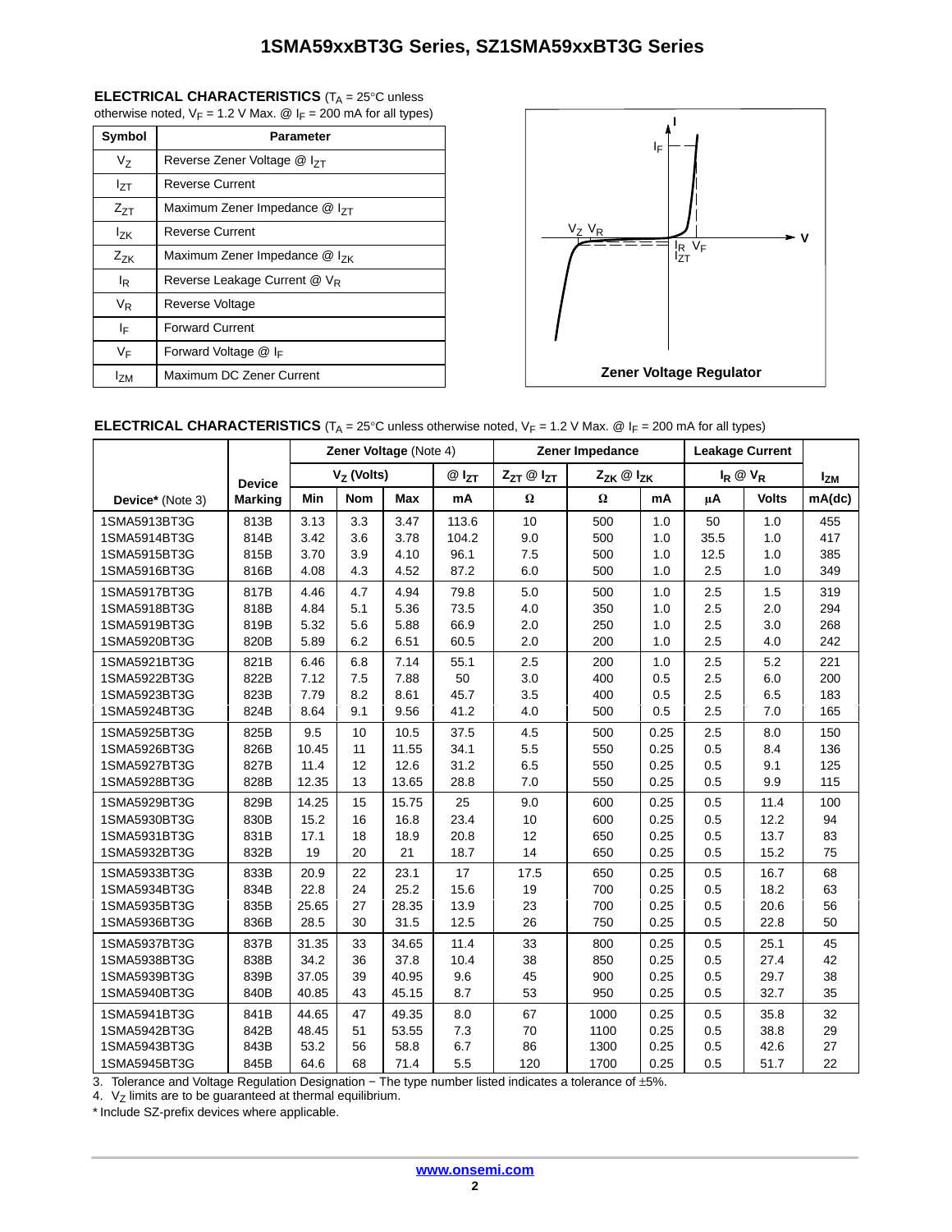**ELECTRICAL CHARACTERISTICS** ($T_A$ = 25°C unless otherwise noted, $V_F$ = 1.2 V Max. @ $I_F$ = 200 mA for all types)

| Symbol | Parameter |
|---|---|
| $V_Z$ | Reverse Zener Voltage @ $I_{ZT}$ |
| $I_{ZT}$ | Reverse Current |
| $Z_{ZT}$ | Maximum Zener Impedance @ $I_{ZT}$ |
| $I_{ZK}$ | Reverse Current |
| $Z_{ZK}$ | Maximum Zener Impedance @ $I_{ZK}$ |
| $I_R$ | Reverse Leakage Current @ $V_R$ |
| $V_R$ | Reverse Voltage |
| $I_F$ | Forward Current |
| $V_F$ | Forward Voltage @ $I_F$ |
| $I_{ZM}$ | Maximum DC Zener Current |

Zener Voltage Regulator

**ELECTRICAL CHARACTERISTICS** ($T_A$ = 25°C unless otherwise noted, $V_F$ = 1.2 V Max. @ $I_F$ = 200 mA for all types)

| | | Zener Voltage (Note 4) | | | | Zener Impedance | | | Leakage Current | | |
|---|---|---|---|---|---|---|---|---|---|---|---|
| | Device | $V_Z$ (Volts) | | | @ $I_{ZT}$ | $Z_{ZT}$ @ $I_{ZT}$ | $Z_{ZK}$ @ $I_{ZK}$ | | $I_R$ @ $V_R$ | | $I_{ZM}$ |
| Device* (Note 3) | Marking | Min | Nom | Max | mA | Ω | Ω | mA | μA | Volts | mA(dc) |
| 1SMA5913BT3G | 813B | 3.13 | 3.3 | 3.47 | 113.6 | 10 | 500 | 1.0 | 50 | 1.0 | 455 |
| 1SMA5914BT3G | 814B | 3.42 | 3.6 | 3.78 | 104.2 | 9.0 | 500 | 1.0 | 35.5 | 1.0 | 417 |
| 1SMA5915BT3G | 815B | 3.70 | 3.9 | 4.10 | 96.1 | 7.5 | 500 | 1.0 | 12.5 | 1.0 | 385 |
| 1SMA5916BT3G | 816B | 4.08 | 4.3 | 4.52 | 87.2 | 6.0 | 500 | 1.0 | 2.5 | 1.0 | 349 |
| 1SMA5917BT3G | 817B | 4.46 | 4.7 | 4.94 | 79.8 | 5.0 | 500 | 1.0 | 2.5 | 1.5 | 319 |
| 1SMA5918BT3G | 818B | 4.84 | 5.1 | 5.36 | 73.5 | 4.0 | 350 | 1.0 | 2.5 | 2.0 | 294 |
| 1SMA5919BT3G | 819B | 5.32 | 5.6 | 5.88 | 66.9 | 2.0 | 250 | 1.0 | 2.5 | 3.0 | 268 |
| 1SMA5920BT3G | 820B | 5.89 | 6.2 | 6.51 | 60.5 | 2.0 | 200 | 1.0 | 2.5 | 4.0 | 242 |
| 1SMA5921BT3G | 821B | 6.46 | 6.8 | 7.14 | 55.1 | 2.5 | 200 | 1.0 | 2.5 | 5.2 | 221 |
| 1SMA5922BT3G | 822B | 7.12 | 7.5 | 7.88 | 50 | 3.0 | 400 | 0.5 | 2.5 | 6.0 | 200 |
| 1SMA5923BT3G | 823B | 7.79 | 8.2 | 8.61 | 45.7 | 3.5 | 400 | 0.5 | 2.5 | 6.5 | 183 |
| 1SMA5924BT3G | 824B | 8.64 | 9.1 | 9.56 | 41.2 | 4.0 | 500 | 0.5 | 2.5 | 7.0 | 165 |
| 1SMA5925BT3G | 825B | 9.5 | 10 | 10.5 | 37.5 | 4.5 | 500 | 0.25 | 2.5 | 8.0 | 150 |
| 1SMA5926BT3G | 826B | 10.45 | 11 | 11.55 | 34.1 | 5.5 | 550 | 0.25 | 0.5 | 8.4 | 136 |
| 1SMA5927BT3G | 827B | 11.4 | 12 | 12.6 | 31.2 | 6.5 | 550 | 0.25 | 0.5 | 9.1 | 125 |
| 1SMA5928BT3G | 828B | 12.35 | 13 | 13.65 | 28.8 | 7.0 | 550 | 0.25 | 0.5 | 9.9 | 115 |
| 1SMA5929BT3G | 829B | 14.25 | 15 | 15.75 | 25 | 9.0 | 600 | 0.25 | 0.5 | 11.4 | 100 |
| 1SMA5930BT3G | 830B | 15.2 | 16 | 16.8 | 23.4 | 10 | 600 | 0.25 | 0.5 | 12.2 | 94 |
| 1SMA5931BT3G | 831B | 17.1 | 18 | 18.9 | 20.8 | 12 | 650 | 0.25 | 0.5 | 13.7 | 83 |
| 1SMA5932BT3G | 832B | 19 | 20 | 21 | 18.7 | 14 | 650 | 0.25 | 0.5 | 15.2 | 75 |
| 1SMA5933BT3G | 833B | 20.9 | 22 | 23.1 | 17 | 17.5 | 650 | 0.25 | 0.5 | 16.7 | 68 |
| 1SMA5934BT3G | 834B | 22.8 | 24 | 25.2 | 15.6 | 19 | 700 | 0.25 | 0.5 | 18.2 | 63 |
| 1SMA5935BT3G | 835B | 25.65 | 27 | 28.35 | 13.9 | 23 | 700 | 0.25 | 0.5 | 20.6 | 56 |
| 1SMA5936BT3G | 836B | 28.5 | 30 | 31.5 | 12.5 | 26 | 750 | 0.25 | 0.5 | 22.8 | 50 |
| 1SMA5937BT3G | 837B | 31.35 | 33 | 34.65 | 11.4 | 33 | 800 | 0.25 | 0.5 | 25.1 | 45 |
| 1SMA5938BT3G | 838B | 34.2 | 36 | 37.8 | 10.4 | 38 | 850 | 0.25 | 0.5 | 27.4 | 42 |
| 1SMA5939BT3G | 839B | 37.05 | 39 | 40.95 | 9.6 | 45 | 900 | 0.25 | 0.5 | 29.7 | 38 |
| 1SMA5940BT3G | 840B | 40.85 | 43 | 45.15 | 8.7 | 53 | 950 | 0.25 | 0.5 | 32.7 | 35 |
| 1SMA5941BT3G | 841B | 44.65 | 47 | 49.35 | 8.0 | 67 | 1000 | 0.25 | 0.5 | 35.8 | 32 |
| 1SMA5942BT3G | 842B | 48.45 | 51 | 53.55 | 7.3 | 70 | 1100 | 0.25 | 0.5 | 38.8 | 29 |
| 1SMA5943BT3G | 843B | 53.2 | 56 | 58.8 | 6.7 | 86 | 1300 | 0.25 | 0.5 | 42.6 | 27 |
| 1SMA5945BT3G | 845B | 64.6 | 68 | 71.4 | 5.5 | 120 | 1700 | 0.25 | 0.5 | 51.7 | 22 |

3. Tolerance and Voltage Regulation Designation − The type number listed indicates a tolerance of ±5%.
4. $V_Z$ limits are to be guaranteed at thermal equilibrium.
* Include SZ-prefix devices where applicable.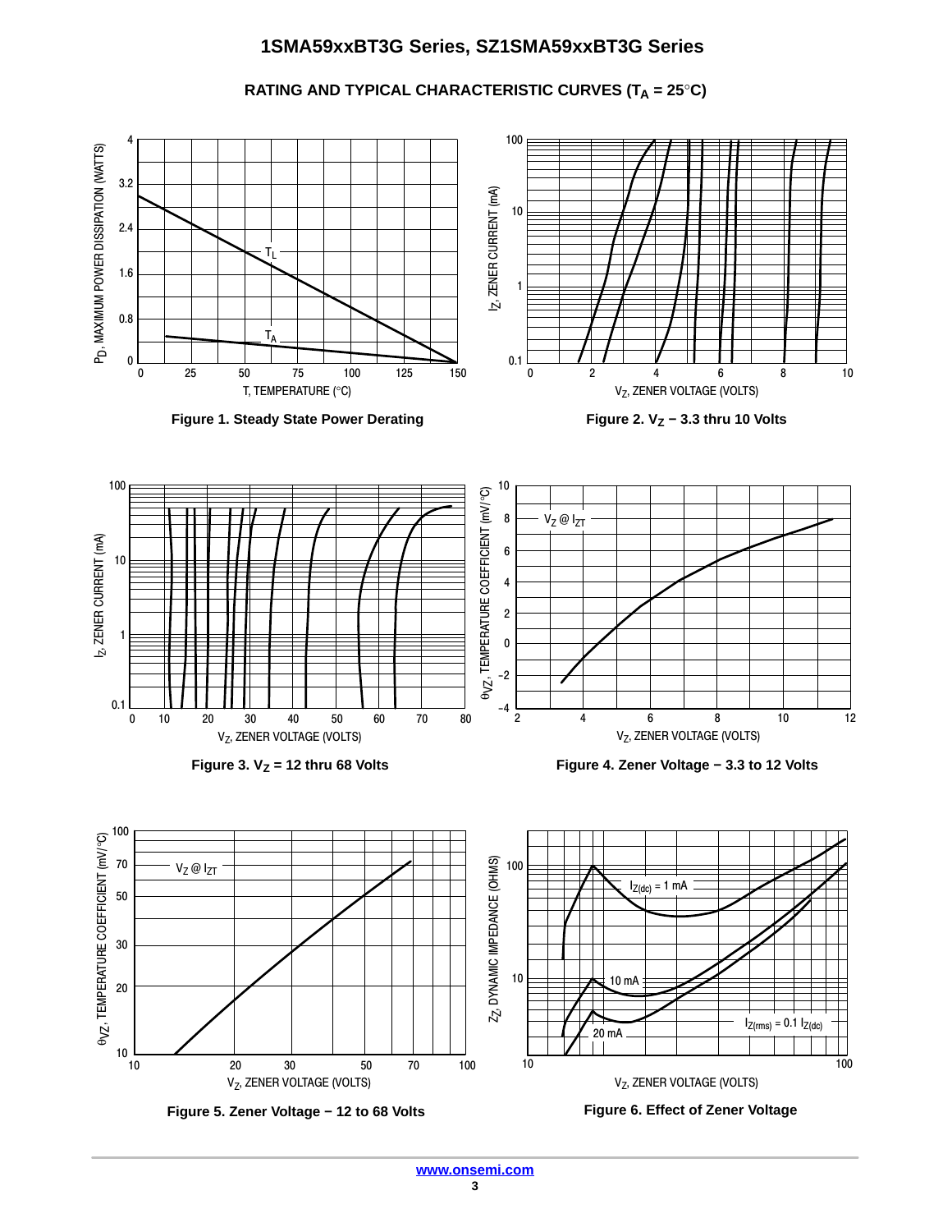## RATING AND TYPICAL CHARACTERISTIC CURVES ($T_A$ = 25°C)

Figure 1. Steady State Power Derating

Figure 2. $V_Z$ − 3.3 thru 10 Volts

Figure 3. $V_Z$ = 12 thru 68 Volts

Figure 4. Zener Voltage − 3.3 to 12 Volts

Figure 5. Zener Voltage − 12 to 68 Volts

Figure 6. Effect of Zener Voltage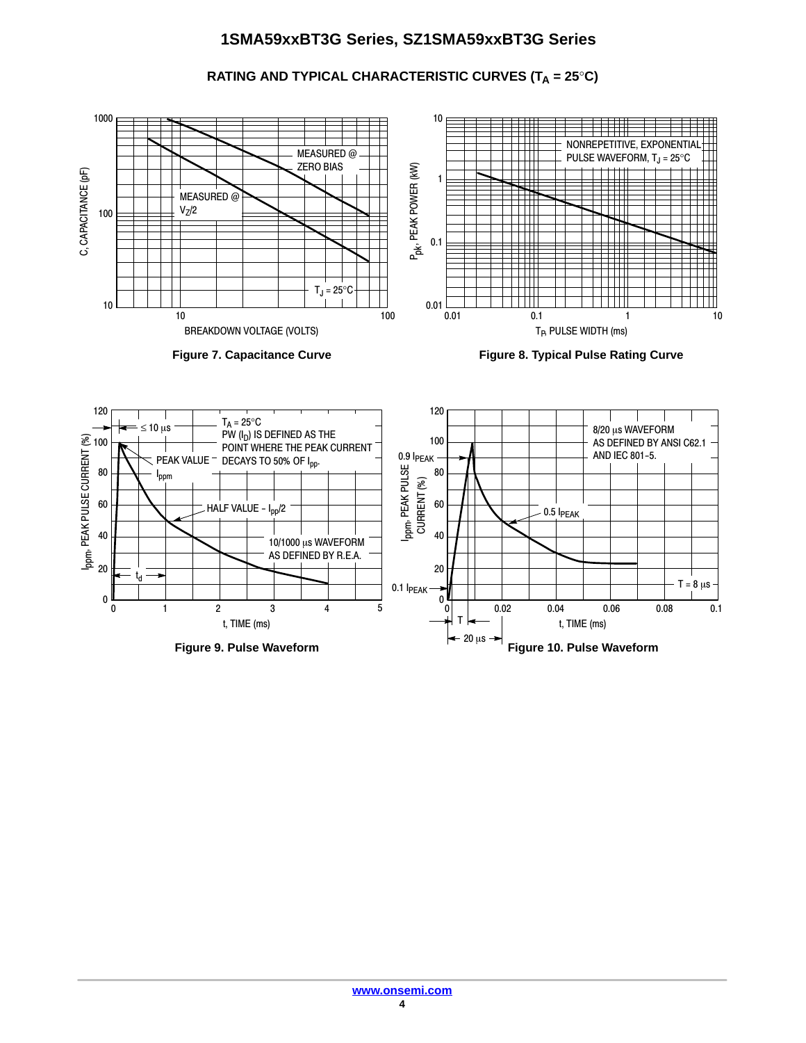## RATING AND TYPICAL CHARACTERISTIC CURVES ($T_A$ = 25°C)

Figure 7. Capacitance Curve

Figure 8. Typical Pulse Rating Curve

Figure 9. Pulse Waveform

Figure 10. Pulse Waveform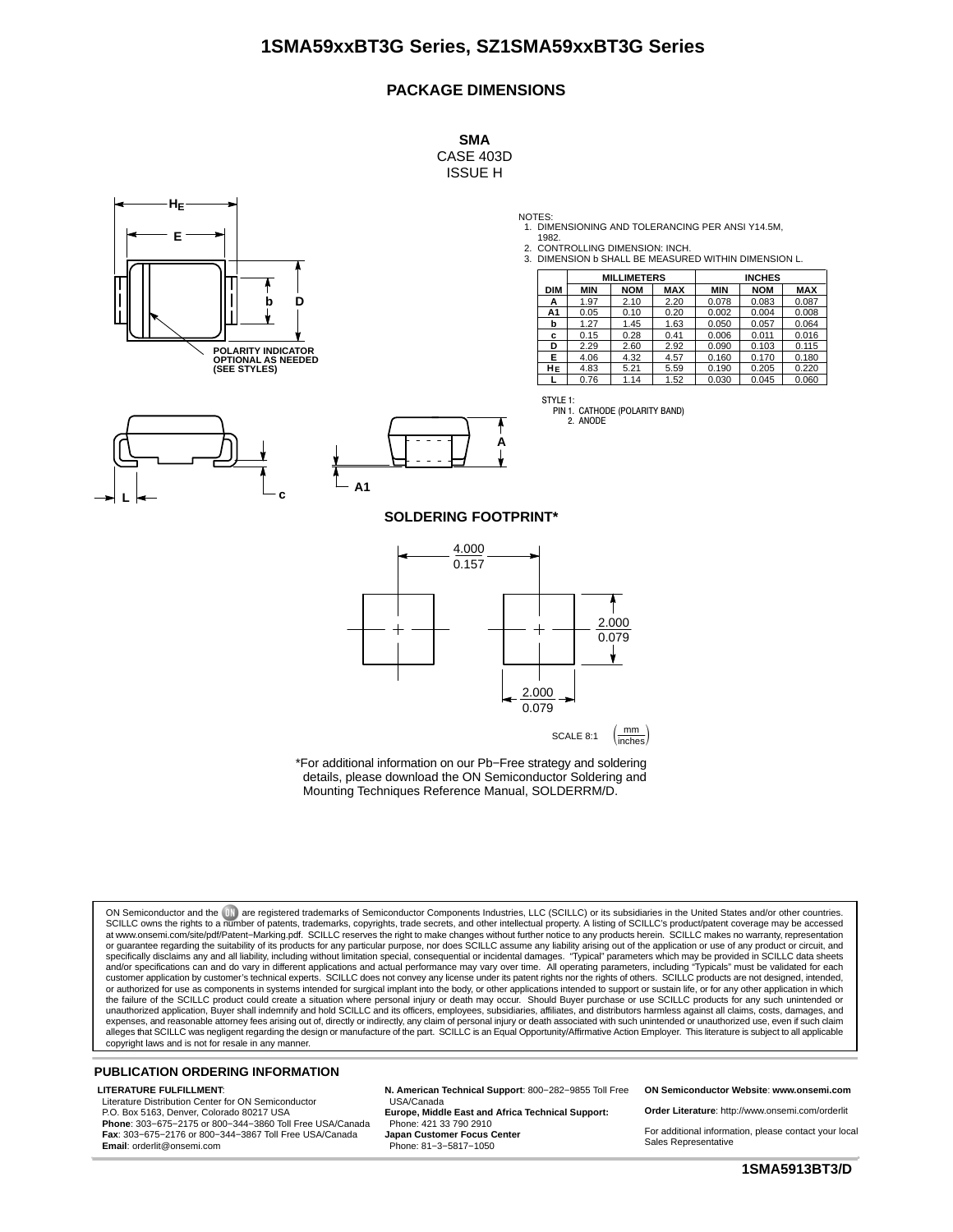## PACKAGE DIMENSIONS

**SMA**
CASE 403D
ISSUE H

POLARITY INDICATOR OPTIONAL AS NEEDED (SEE STYLES)

NOTES:
1. DIMENSIONING AND TOLERANCING PER ANSI Y14.5M, 1982.
2. CONTROLLING DIMENSION: INCH.
3. DIMENSION b SHALL BE MEASURED WITHIN DIMENSION L.

| | MILLIMETERS | | | INCHES | | |
|---|---|---|---|---|---|---|
| DIM | MIN | NOM | MAX | MIN | NOM | MAX |
| A | 1.97 | 2.10 | 2.20 | 0.078 | 0.083 | 0.087 |
| A1 | 0.05 | 0.10 | 0.20 | 0.002 | 0.004 | 0.008 |
| b | 1.27 | 1.45 | 1.63 | 0.050 | 0.057 | 0.064 |
| c | 0.15 | 0.28 | 0.41 | 0.006 | 0.011 | 0.016 |
| D | 2.29 | 2.60 | 2.92 | 0.090 | 0.103 | 0.115 |
| E | 4.06 | 4.32 | 4.57 | 0.160 | 0.170 | 0.180 |
| $H_E$ | 4.83 | 5.21 | 5.59 | 0.190 | 0.205 | 0.220 |
| L | 0.76 | 1.14 | 1.52 | 0.030 | 0.045 | 0.060 |

STYLE 1:
PIN 1. CATHODE (POLARITY BAND)
2. ANODE

### SOLDERING FOOTPRINT*

4.000
0.157

2.000
0.079

2.000
0.079

SCALE 8:1 (mm / inches)

*For additional information on our Pb−Free strategy and soldering details, please download the ON Semiconductor Soldering and Mounting Techniques Reference Manual, SOLDERRM/D.

ON Semiconductor and the ON logo are registered trademarks of Semiconductor Components Industries, LLC (SCILLC) or its subsidiaries in the United States and/or other countries. SCILLC owns the rights to a number of patents, trademarks, copyrights, trade secrets, and other intellectual property. A listing of SCILLC's product/patent coverage may be accessed at www.onsemi.com/site/pdf/Patent−Marking.pdf. SCILLC reserves the right to make changes without further notice to any products herein. SCILLC makes no warranty, representation or guarantee regarding the suitability of its products for any particular purpose, nor does SCILLC assume any liability arising out of the application or use of any product or circuit, and specifically disclaims any and all liability, including without limitation special, consequential or incidental damages. "Typical" parameters which may be provided in SCILLC data sheets and/or specifications can and do vary in different applications and actual performance may vary over time. All operating parameters, including "Typicals" must be validated for each customer application by customer's technical experts. SCILLC does not convey any license under its patent rights nor the rights of others. SCILLC products are not designed, intended, or authorized for use as components in systems intended for surgical implant into the body, or other applications intended to support or sustain life, or for any other application in which the failure of the SCILLC product could create a situation where personal injury or death may occur. Should Buyer purchase or use SCILLC products for any such unintended or unauthorized application, Buyer shall indemnify and hold SCILLC and its officers, employees, subsidiaries, affiliates, and distributors harmless against all claims, costs, damages, and expenses, and reasonable attorney fees arising out of, directly or indirectly, any claim of personal injury or death associated with such unintended or unauthorized use, even if such claim alleges that SCILLC was negligent regarding the design or manufacture of the part. SCILLC is an Equal Opportunity/Affirmative Action Employer. This literature is subject to all applicable copyright laws and is not for resale in any manner.

### PUBLICATION ORDERING INFORMATION

**LITERATURE FULFILLMENT**:
Literature Distribution Center for ON Semiconductor
P.O. Box 5163, Denver, Colorado 80217 USA
**Phone**: 303−675−2175 or 800−344−3860 Toll Free USA/Canada
**Fax**: 303−675−2176 or 800−344−3867 Toll Free USA/Canada
**Email**: orderlit@onsemi.com

**N. American Technical Support**: 800−282−9855 Toll Free USA/Canada
**Europe, Middle East and Africa Technical Support:**
Phone: 421 33 790 2910
**Japan Customer Focus Center**
Phone: 81−3−5817−1050

**ON Semiconductor Website**: **www.onsemi.com**

**Order Literature**: http://www.onsemi.com/orderlit

For additional information, please contact your local Sales Representative

**1SMA5913BT3/D**